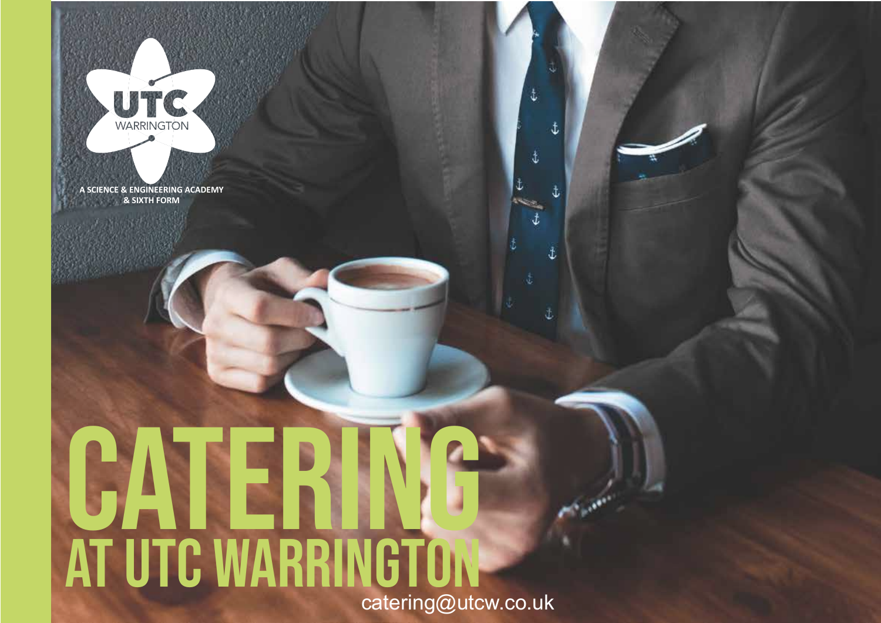UTC WARRINGTON

A SCIENCE & ENGINEERING ACADEMY & SIXTH FORM

# CATERING AT UTC WARRINGTON

catering@utcw.co.uk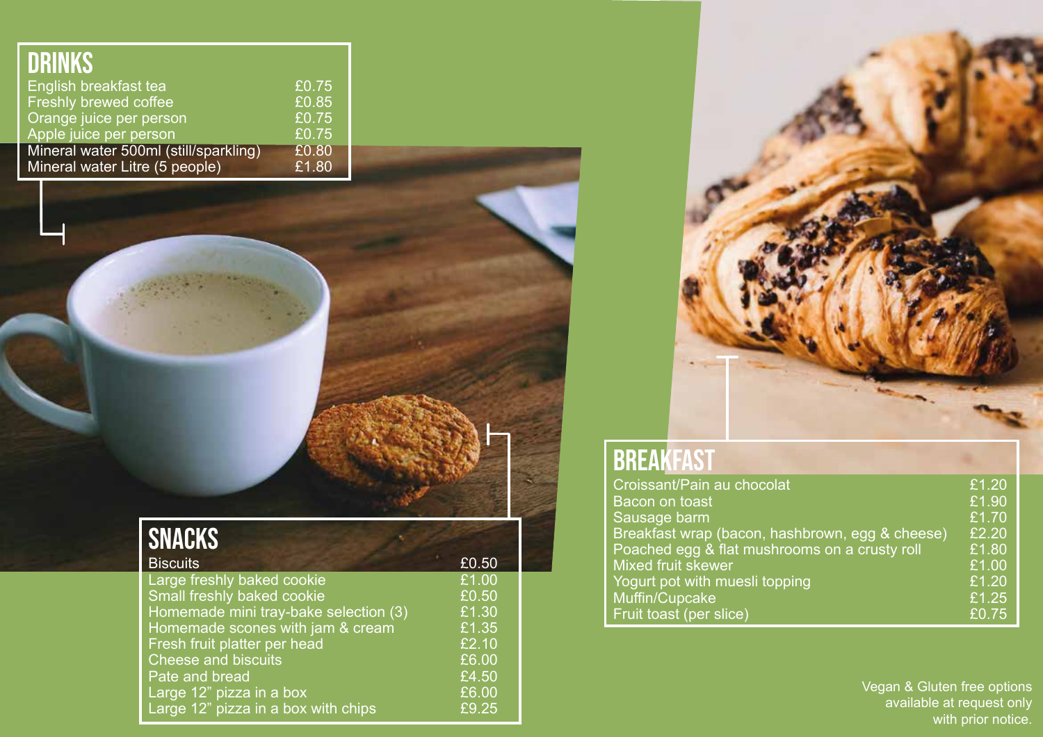## DRINKS

| | |
|---|---|
| English breakfast tea | £0.75 |
| Freshly brewed coffee | £0.85 |
| Orange juice per person | £0.75 |
| Apple juice per person | £0.75 |
| Mineral water 500ml (still/sparkling) | £0.80 |
| Mineral water Litre (5 people) | £1.80 |

## SNACKS

| | |
|---|---|
| Biscuits | £0.50 |
| Large freshly baked cookie | £1.00 |
| Small freshly baked cookie | £0.50 |
| Homemade mini tray-bake selection (3) | £1.30 |
| Homemade scones with jam & cream | £1.35 |
| Fresh fruit platter per head | £2.10 |
| Cheese and biscuits | £6.00 |
| Pate and bread | £4.50 |
| Large 12" pizza in a box | £6.00 |
| Large 12" pizza in a box with chips | £9.25 |

## BREAKFAST

| | |
|---|---|
| Croissant/Pain au chocolat | £1.20 |
| Bacon on toast | £1.90 |
| Sausage barm | £1.70 |
| Breakfast wrap (bacon, hashbrown, egg & cheese) | £2.20 |
| Poached egg & flat mushrooms on a crusty roll | £1.80 |
| Mixed fruit skewer | £1.00 |
| Yogurt pot with muesli topping | £1.20 |
| Muffin/Cupcake | £1.25 |
| Fruit toast (per slice) | £0.75 |

Vegan & Gluten free options available at request only with prior notice.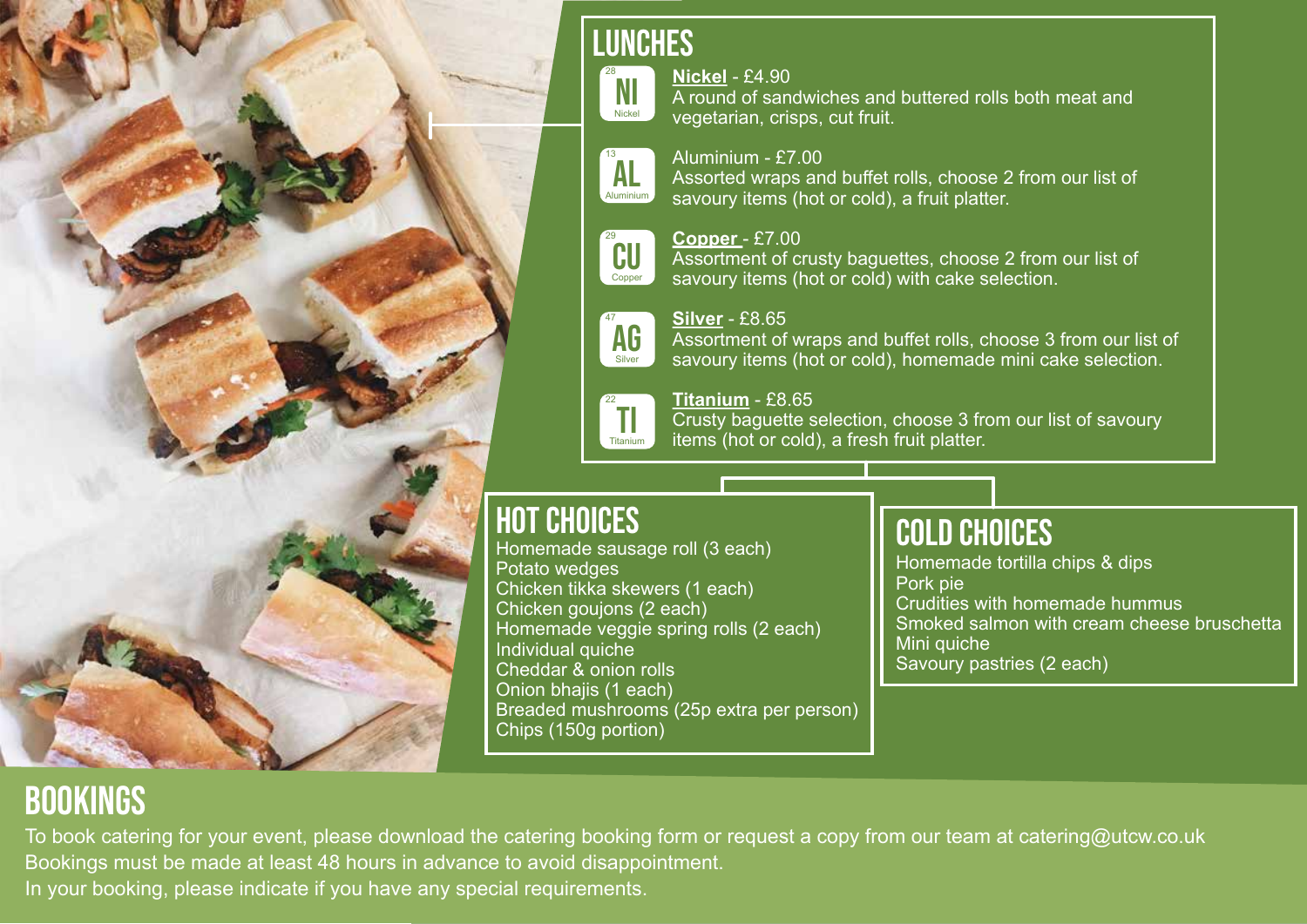## LUNCHES

**Ni** (28, Nickel)

**Nickel** - £4.90
A round of sandwiches and buttered rolls both meat and vegetarian, crisps, cut fruit.

**Al** (13, Aluminium)

Aluminium - £7.00
Assorted wraps and buffet rolls, choose 2 from our list of savoury items (hot or cold), a fruit platter.

**Cu** (29, Copper)

**Copper** - £7.00
Assortment of crusty baguettes, choose 2 from our list of savoury items (hot or cold) with cake selection.

**Ag** (47, Silver)

**Silver** - £8.65
Assortment of wraps and buffet rolls, choose 3 from our list of savoury items (hot or cold), homemade mini cake selection.

**Ti** (22, Titanium)

**Titanium** - £8.65
Crusty baguette selection, choose 3 from our list of savoury items (hot or cold), a fresh fruit platter.

## HOT CHOICES

Homemade sausage roll (3 each)
Potato wedges
Chicken tikka skewers (1 each)
Chicken goujons (2 each)
Homemade veggie spring rolls (2 each)
Individual quiche
Cheddar & onion rolls
Onion bhajis (1 each)
Breaded mushrooms (25p extra per person)
Chips (150g portion)

## COLD CHOICES

Homemade tortilla chips & dips
Pork pie
Crudities with homemade hummus
Smoked salmon with cream cheese bruschetta
Mini quiche
Savoury pastries (2 each)

## BOOKINGS

To book catering for your event, please download the catering booking form or request a copy from our team at catering@utcw.co.uk
Bookings must be made at least 48 hours in advance to avoid disappointment.
In your booking, please indicate if you have any special requirements.